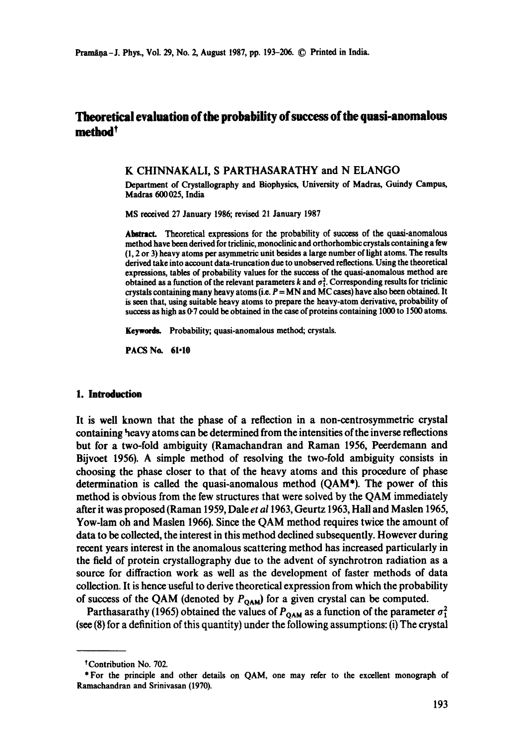# Theoretical evaluation of the probability of success of the quasi-anomalous method[†]

K CHINNAKALI, S PARTHASARATHY and N ELANGO

Department of Crystallography and Biophysics, University of Madras, Guindy Campus, Madras 600025, India

MS received 27 January 1986; revised 21 January 1987

**Abstract.** Theoretical expressions for the probability of success of the quasi-anomalous method have been derived for triclinic, monoclinic and orthorhombic crystals containing a few (1, 2 or 3) heavy atoms per asymmetric unit besides a large number of light atoms. The results derived take into account data-truncation due to unobserved reflections. Using the theoretical expressions, tables of probability values for the success of the quasi-anomalous method are obtained as a function of the relevant parameters $k$ and $\sigma_1^2$. Corresponding results for triclinic crystals containing many heavy atoms (i.e. $P = \mathrm{MN}$ and MC cases) have also been obtained. It is seen that, using suitable heavy atoms to prepare the heavy-atom derivative, probability of success as high as 0·7 could be obtained in the case of proteins containing 1000 to 1500 atoms.

**Keywords.** Probability; quasi-anomalous method; crystals.

**PACS No.** 61·10

## 1. Introduction

It is well known that the phase of a reflection in a non-centrosymmetric crystal containing heavy atoms can be determined from the intensities of the inverse reflections but for a two-fold ambiguity (Ramachandran and Raman 1956, Peerdemann and Bijvoet 1956). A simple method of resolving the two-fold ambiguity consists in choosing the phase closer to that of the heavy atoms and this procedure of phase determination is called the quasi-anomalous method (QAM*). The power of this method is obvious from the few structures that were solved by the QAM immediately after it was proposed (Raman 1959, Dale *et al* 1963, Geurtz 1963, Hall and Maslen 1965, Yow-lam oh and Maslen 1966). Since the QAM method requires twice the amount of data to be collected, the interest in this method declined subsequently. However during recent years interest in the anomalous scattering method has increased particularly in the field of protein crystallography due to the advent of synchrotron radiation as a source for diffraction work as well as the development of faster methods of data collection. It is hence useful to derive theoretical expression from which the probability of success of the QAM (denoted by $P_{\mathrm{QAM}}$) for a given crystal can be computed.

Parthasarathy (1965) obtained the values of $P_{\mathrm{QAM}}$ as a function of the parameter $\sigma_1^2$ (see (8) for a definition of this quantity) under the following assumptions: (i) The crystal

---

[†]Contribution No. 702.

*For the principle and other details on QAM, one may refer to the excellent monograph of Ramachandran and Srinivasan (1970).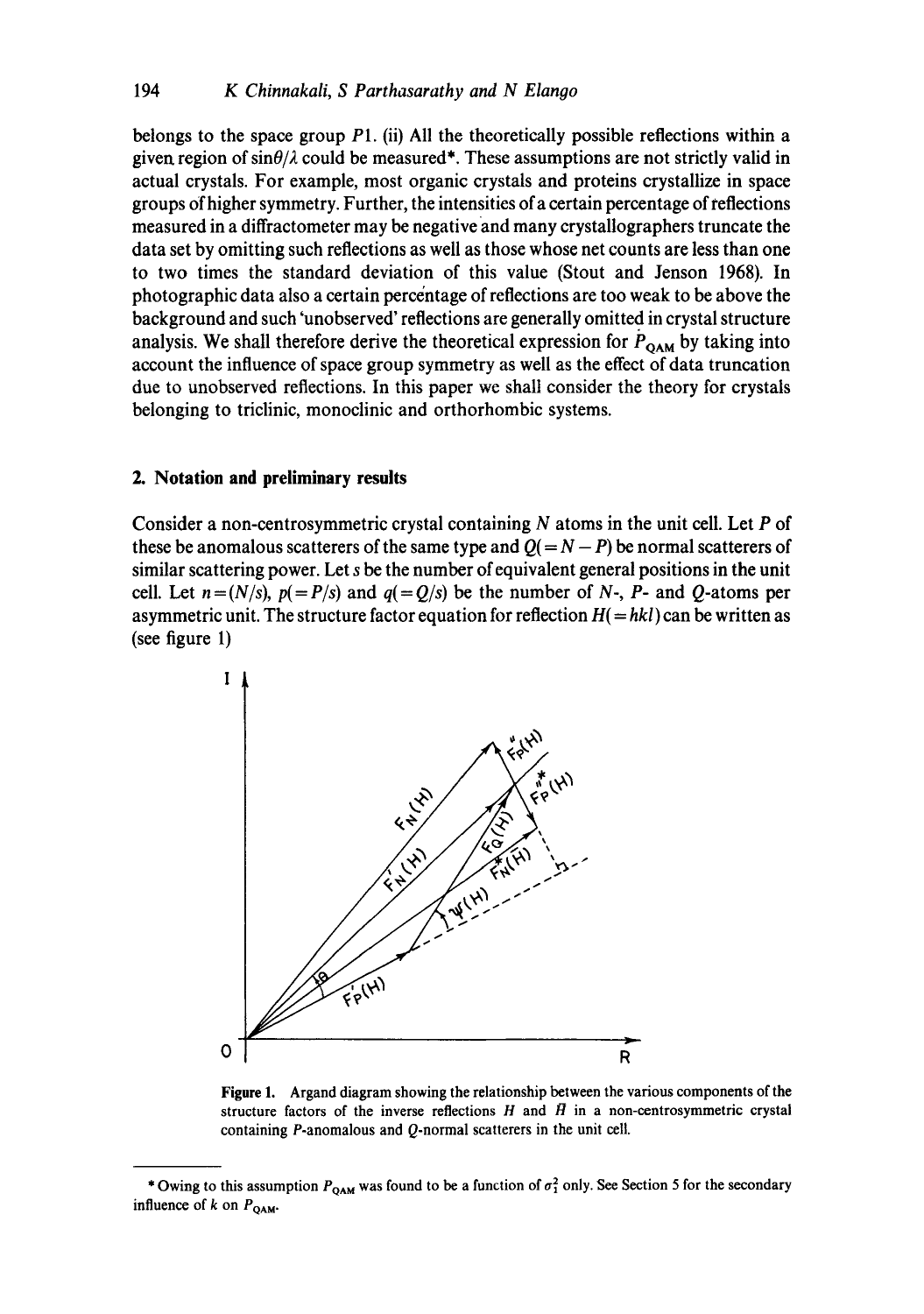belongs to the space group $P1$. (ii) All the theoretically possible reflections within a given region of $\sin\theta/\lambda$ could be measured*. These assumptions are not strictly valid in actual crystals. For example, most organic crystals and proteins crystallize in space groups of higher symmetry. Further, the intensities of a certain percentage of reflections measured in a diffractometer may be negative and many crystallographers truncate the data set by omitting such reflections as well as those whose net counts are less than one to two times the standard deviation of this value (Stout and Jenson 1968). In photographic data also a certain percentage of reflections are too weak to be above the background and such 'unobserved' reflections are generally omitted in crystal structure analysis. We shall therefore derive the theoretical expression for $P_{QAM}$ by taking into account the influence of space group symmetry as well as the effect of data truncation due to unobserved reflections. In this paper we shall consider the theory for crystals belonging to triclinic, monoclinic and orthorhombic systems.

## 2. Notation and preliminary results

Consider a non-centrosymmetric crystal containing $N$ atoms in the unit cell. Let $P$ of these be anomalous scatterers of the same type and $Q(=N-P)$ be normal scatterers of similar scattering power. Let $s$ be the number of equivalent general positions in the unit cell. Let $n=(N/s)$, $p(=P/s)$ and $q(=Q/s)$ be the number of $N$-, $P$- and $Q$-atoms per asymmetric unit. The structure factor equation for reflection $H(=hkl)$ can be written as (see figure 1)

Figure 1. Argand diagram showing the relationship between the various components of the structure factors of the inverse reflections $H$ and $\bar{H}$ in a non-centrosymmetric crystal containing $P$-anomalous and $Q$-normal scatterers in the unit cell.

* Owing to this assumption $P_{QAM}$ was found to be a function of $\sigma_1^2$ only. See Section 5 for the secondary influence of $k$ on $P_{QAM}$.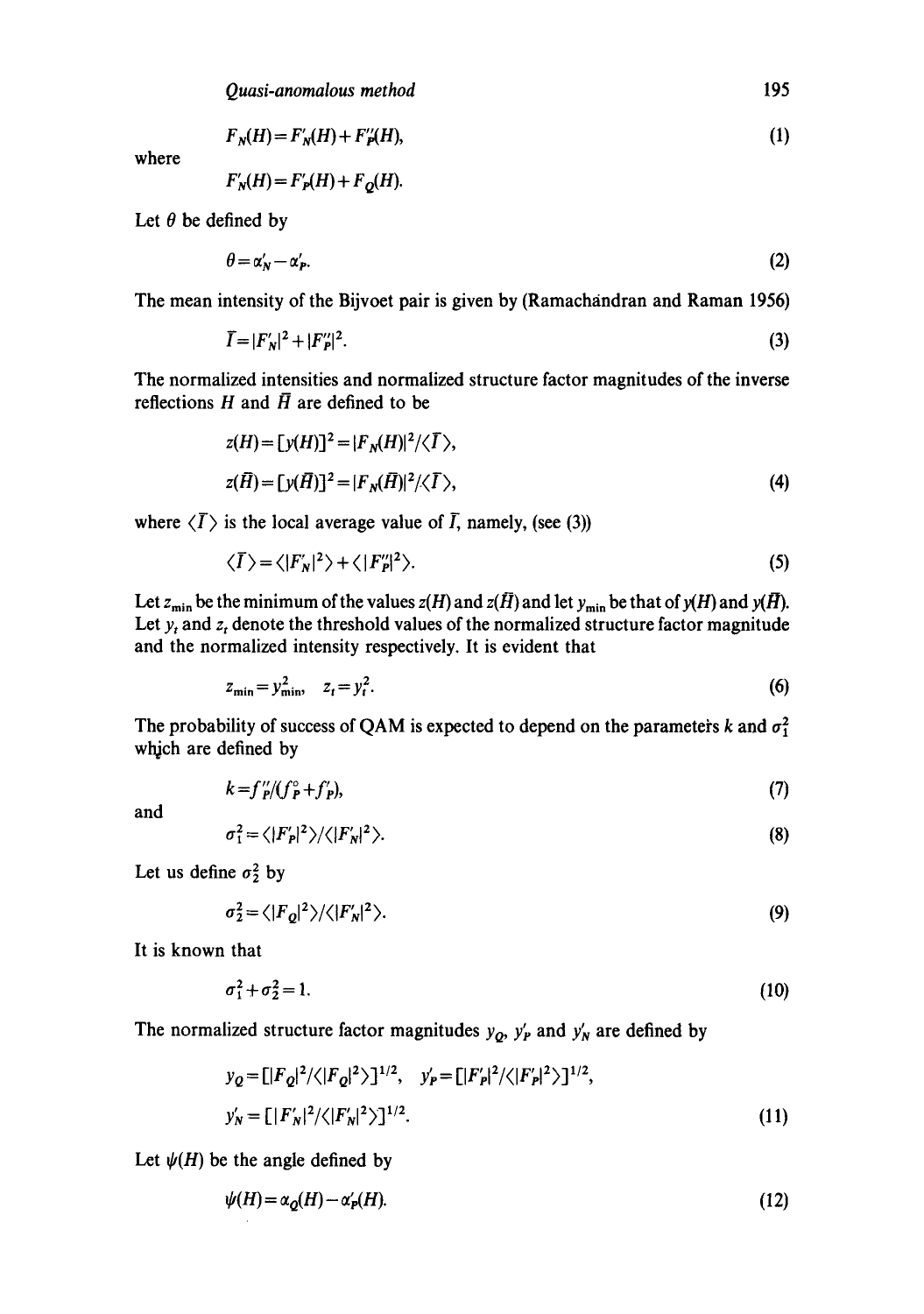$$F_N(H) = F'_N(H) + F''_P(H), \tag{1}$$

where

$$F'_N(H) = F'_P(H) + F_Q(H).$$

Let $\theta$ be defined by

$$\theta = \alpha'_N - \alpha'_P. \tag{2}$$

The mean intensity of the Bijvoet pair is given by (Ramachandran and Raman 1956)

$$\bar{I} = |F'_N|^2 + |F''_P|^2. \tag{3}$$

The normalized intensities and normalized structure factor magnitudes of the inverse reflections $H$ and $\bar{H}$ are defined to be

$$z(H) = [y(H)]^2 = |F_N(H)|^2/\langle \bar{I} \rangle,$$

$$z(\bar{H}) = [y(\bar{H})]^2 = |F_N(\bar{H})|^2/\langle \bar{I} \rangle, \tag{4}$$

where $\langle \bar{I} \rangle$ is the local average value of $\bar{I}$, namely, (see (3))

$$\langle \bar{I} \rangle = \langle |F'_N|^2 \rangle + \langle |F''_P|^2 \rangle. \tag{5}$$

Let $z_{\min}$ be the minimum of the values $z(H)$ and $z(\bar{H})$ and let $y_{\min}$ be that of $y(H)$ and $y(\bar{H})$. Let $y_t$ and $z_t$ denote the threshold values of the normalized structure factor magnitude and the normalized intensity respectively. It is evident that

$$z_{\min} = y^2_{\min}, \quad z_t = y^2_t. \tag{6}$$

The probability of success of QAM is expected to depend on the parameters $k$ and $\sigma_1^2$ which are defined by

$$k = f''_P/(f^{\circ}_P + f'_P), \tag{7}$$

and

$$\sigma_1^2 = \langle |F'_P|^2 \rangle / \langle |F'_N|^2 \rangle. \tag{8}$$

Let us define $\sigma_2^2$ by

$$\sigma_2^2 = \langle |F_Q|^2 \rangle / \langle |F'_N|^2 \rangle. \tag{9}$$

It is known that

$$\sigma_1^2 + \sigma_2^2 = 1. \tag{10}$$

The normalized structure factor magnitudes $y_Q$, $y'_P$ and $y'_N$ are defined by

$$y_Q = [|F_Q|^2/\langle |F_Q|^2 \rangle]^{1/2}, \quad y'_P = [|F'_P|^2/\langle |F'_P|^2 \rangle]^{1/2},$$

$$y'_N = [|F'_N|^2/\langle |F'_N|^2 \rangle]^{1/2}. \tag{11}$$

Let $\psi(H)$ be the angle defined by

$$\psi(H) = \alpha_Q(H) - \alpha'_P(H). \tag{12}$$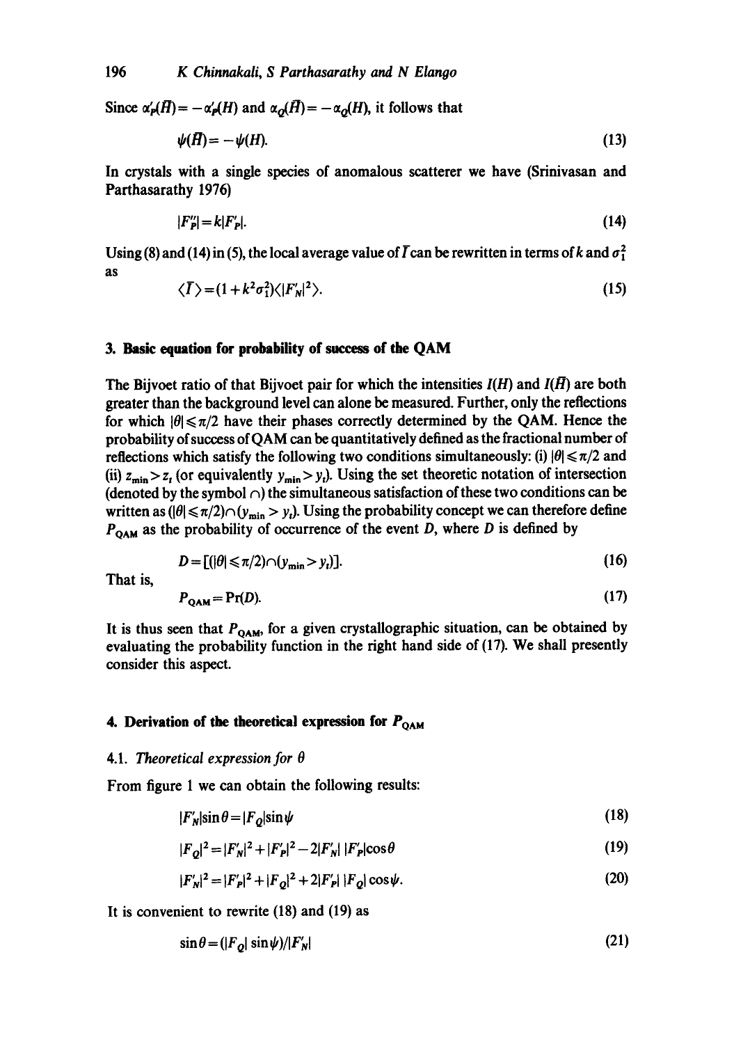Since $\alpha'_P(\bar{H}) = -\alpha'_P(H)$ and $\alpha_Q(\bar{H}) = -\alpha_Q(H)$, it follows that

$$\psi(\bar{H}) = -\psi(H). \tag{13}$$

In crystals with a single species of anomalous scatterer we have (Srinivasan and Parthasarathy 1976)

$$|F''_P| = k|F'_P|. \tag{14}$$

Using (8) and (14) in (5), the local average value of $\bar{I}$ can be rewritten in terms of $k$ and $\sigma_1^2$ as

$$\langle \bar{I} \rangle = (1 + k^2\sigma_1^2)\langle |F'_N|^2 \rangle. \tag{15}$$

## 3. Basic equation for probability of success of the QAM

The Bijvoet ratio of that Bijvoet pair for which the intensities $I(H)$ and $I(\bar{H})$ are both greater than the background level can alone be measured. Further, only the reflections for which $|\theta| \leqslant \pi/2$ have their phases correctly determined by the QAM. Hence the probability of success of QAM can be quantitatively defined as the fractional number of reflections which satisfy the following two conditions simultaneously: (i) $|\theta| \leqslant \pi/2$ and (ii) $z_{\min} > z_t$ (or equivalently $y_{\min} > y_t$). Using the set theoretic notation of intersection (denoted by the symbol $\cap$) the simultaneous satisfaction of these two conditions can be written as $(|\theta| \leqslant \pi/2) \cap (y_{\min} > y_t)$. Using the probability concept we can therefore define $P_{\text{QAM}}$ as the probability of occurrence of the event $D$, where $D$ is defined by

$$D = [(|\theta| \leqslant \pi/2) \cap (y_{\min} > y_t)]. \tag{16}$$

That is,

$$P_{\text{QAM}} = \Pr(D). \tag{17}$$

It is thus seen that $P_{\text{QAM}}$, for a given crystallographic situation, can be obtained by evaluating the probability function in the right hand side of (17). We shall presently consider this aspect.

## 4. Derivation of the theoretical expression for $P_{\text{QAM}}$

### 4.1. *Theoretical expression for $\theta$*

From figure 1 we can obtain the following results:

$$|F'_N| \sin\theta = |F_Q| \sin\psi \tag{18}$$

$$|F_Q|^2 = |F'_N|^2 + |F'_P|^2 - 2|F'_N|\,|F'_P| \cos\theta \tag{19}$$

$$|F'_N|^2 = |F'_P|^2 + |F_Q|^2 + 2|F'_P|\,|F_Q| \cos\psi. \tag{20}$$

It is convenient to rewrite (18) and (19) as

$$\sin\theta = (|F_Q| \sin\psi)/|F'_N| \tag{21}$$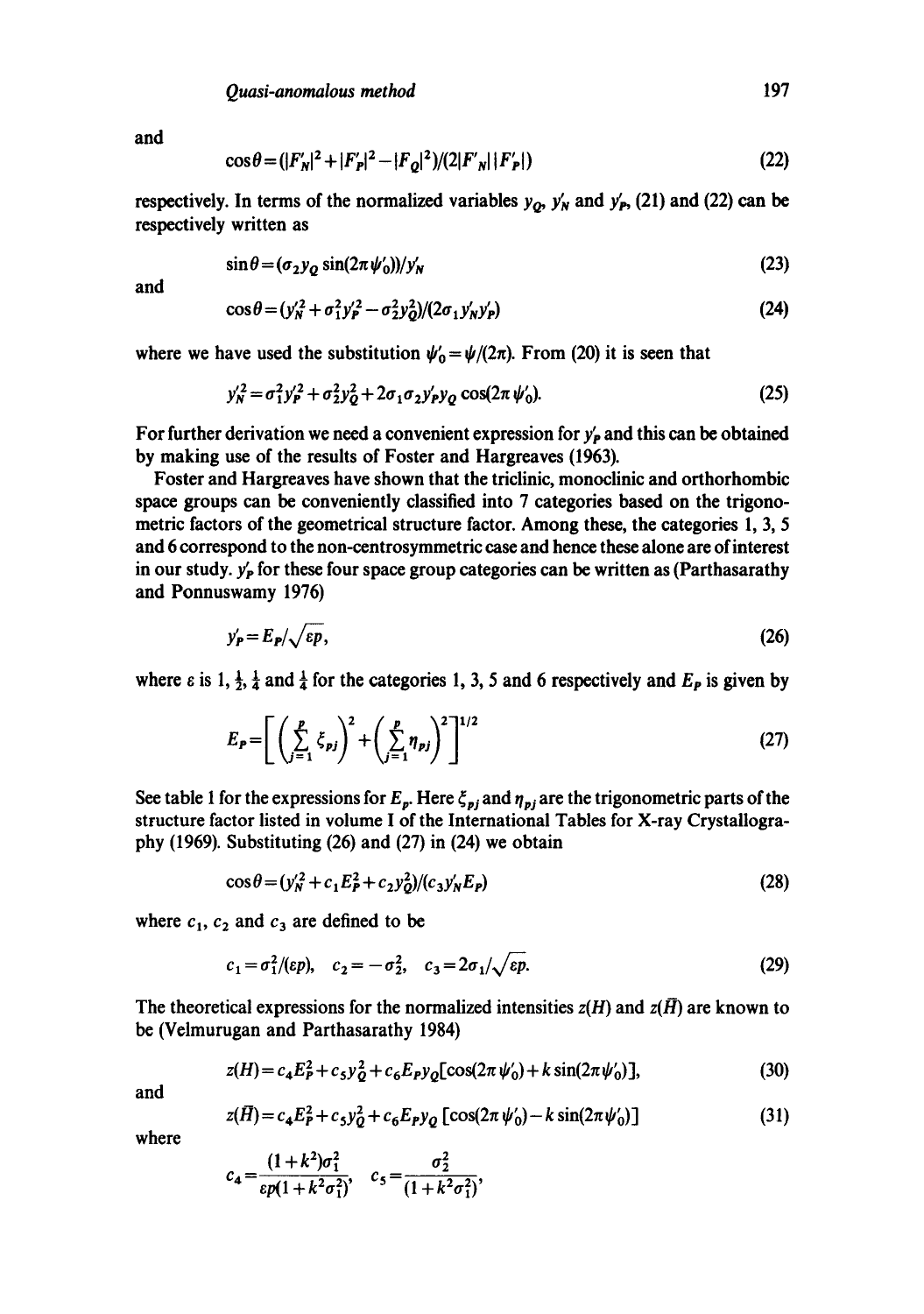and

$$\cos\theta = (|F'_N|^2 + |F'_P|^2 - |F_Q|^2)/(2|F'_N||F'_P|) \tag{22}$$

respectively. In terms of the normalized variables $y_Q$, $y'_N$ and $y'_P$, (21) and (22) can be respectively written as

$$\sin\theta = (\sigma_2 y_Q \sin(2\pi\psi'_0))/y'_N \tag{23}$$

and

$$\cos\theta = (y'^2_N + \sigma_1^2 y'^2_P - \sigma_2^2 y_Q^2)/(2\sigma_1 y'_N y'_P) \tag{24}$$

where we have used the substitution $\psi'_0 = \psi/(2\pi)$. From (20) it is seen that

$$y'^2_N = \sigma_1^2 y'^2_P + \sigma_2^2 y_Q^2 + 2\sigma_1\sigma_2 y'_P y_Q \cos(2\pi\psi'_0). \tag{25}$$

For further derivation we need a convenient expression for $y'_P$ and this can be obtained by making use of the results of Foster and Hargreaves (1963).

Foster and Hargreaves have shown that the triclinic, monoclinic and orthorhombic space groups can be conveniently classified into 7 categories based on the trigonometric factors of the geometrical structure factor. Among these, the categories 1, 3, 5 and 6 correspond to the non-centrosymmetric case and hence these alone are of interest in our study. $y'_P$ for these four space group categories can be written as (Parthasarathy and Ponnuswamy 1976)

$$y'_P = E_P/\sqrt{\varepsilon p}, \tag{26}$$

where $\varepsilon$ is 1, $\frac{1}{2}$, $\frac{1}{4}$ and $\frac{1}{4}$ for the categories 1, 3, 5 and 6 respectively and $E_P$ is given by

$$E_P = \left[\left(\sum_{j=1}^{p} \xi_{pj}\right)^2 + \left(\sum_{j=1}^{p} \eta_{pj}\right)^2\right]^{1/2} \tag{27}$$

See table 1 for the expressions for $E_p$. Here $\xi_{pj}$ and $\eta_{pj}$ are the trigonometric parts of the structure factor listed in volume I of the International Tables for X-ray Crystallography (1969). Substituting (26) and (27) in (24) we obtain

$$\cos\theta = (y'^2_N + c_1 E_P^2 + c_2 y_Q^2)/(c_3 y'_N E_P) \tag{28}$$

where $c_1$, $c_2$ and $c_3$ are defined to be

$$c_1 = \sigma_1^2/(\varepsilon p), \quad c_2 = -\sigma_2^2, \quad c_3 = 2\sigma_1/\sqrt{\varepsilon p}. \tag{29}$$

The theoretical expressions for the normalized intensities $z(H)$ and $z(\bar{H})$ are known to be (Velmurugan and Parthasarathy 1984)

$$z(H) = c_4 E_P^2 + c_5 y_Q^2 + c_6 E_P y_Q[\cos(2\pi\psi'_0) + k\sin(2\pi\psi'_0)], \tag{30}$$

and

$$z(\bar{H}) = c_4 E_P^2 + c_5 y_Q^2 + c_6 E_P y_Q[\cos(2\pi\psi'_0) - k\sin(2\pi\psi'_0)] \tag{31}$$

where

$$c_4 = \frac{(1+k^2)\sigma_1^2}{\varepsilon p(1+k^2\sigma_1^2)}, \quad c_5 = \frac{\sigma_2^2}{(1+k^2\sigma_1^2)},$$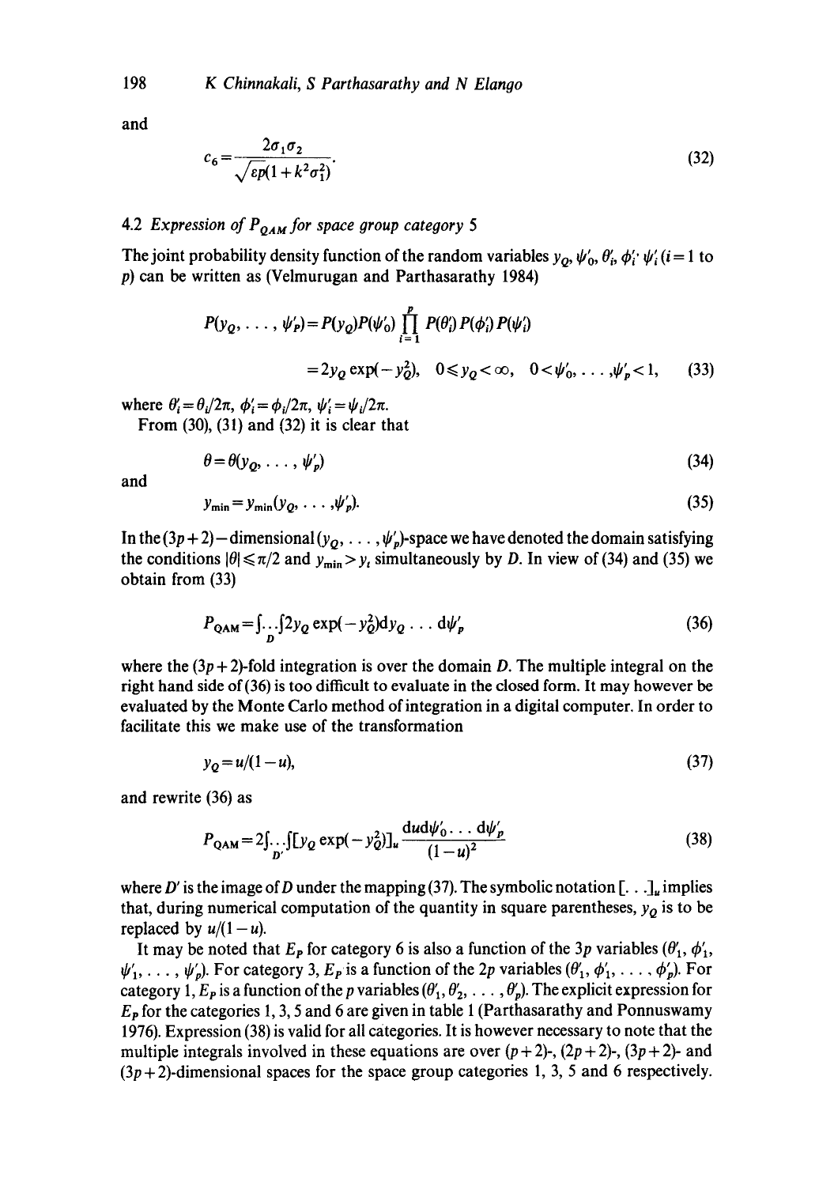and

$$c_6 = \frac{2\sigma_1\sigma_2}{\sqrt{\varepsilon p}(1+k^2\sigma_1^2)}. \tag{32}$$

### 4.2 Expression of $P_{QAM}$ for space group category 5

The joint probability density function of the random variables $y_Q, \psi'_0, \theta'_i, \phi'_i, \psi'_i$ ($i = 1$ to $p$) can be written as (Velmurugan and Parthasarathy 1984)

$$P(y_Q, \ldots, \psi'_p) = P(y_Q)P(\psi'_0) \prod_{i=1}^{p} P(\theta'_i)P(\phi'_i)P(\psi'_i)$$

$$= 2y_Q \exp(-y_Q^2), \quad 0 \leqslant y_Q < \infty, \quad 0 < \psi'_0, \ldots, \psi'_p < 1, \tag{33}$$

where $\theta'_i = \theta_i/2\pi$, $\phi'_i = \phi_i/2\pi$, $\psi'_i = \psi_i/2\pi$.

From (30), (31) and (32) it is clear that

$$\theta = \theta(y_Q, \ldots, \psi'_p) \tag{34}$$

and

$$y_{\min} = y_{\min}(y_Q, \ldots, \psi'_p). \tag{35}$$

In the $(3p+2)$ – dimensional $(y_Q, \ldots, \psi'_p)$-space we have denoted the domain satisfying the conditions $|\theta| \leqslant \pi/2$ and $y_{\min} > y_t$ simultaneously by $D$. In view of (34) and (35) we obtain from (33)

$$P_{\text{QAM}} = \int_D \ldots \int 2y_Q \exp(-y_Q^2) \mathrm{d}y_Q \ldots \mathrm{d}\psi'_p \tag{36}$$

where the $(3p+2)$-fold integration is over the domain $D$. The multiple integral on the right hand side of (36) is too difficult to evaluate in the closed form. It may however be evaluated by the Monte Carlo method of integration in a digital computer. In order to facilitate this we make use of the transformation

$$y_Q = u/(1-u), \tag{37}$$

and rewrite (36) as

$$P_{\text{QAM}} = 2\int_{D'} \ldots \int [y_Q \exp(-y_Q^2)]_u \frac{\mathrm{d}u \mathrm{d}\psi'_0 \ldots \mathrm{d}\psi'_p}{(1-u)^2} \tag{38}$$

where $D'$ is the image of $D$ under the mapping (37). The symbolic notation $[\ldots]_u$ implies that, during numerical computation of the quantity in square parentheses, $y_Q$ is to be replaced by $u/(1-u)$.

It may be noted that $E_P$ for category 6 is also a function of the $3p$ variables $(\theta'_1, \phi'_1, \psi'_1, \ldots, \psi'_p)$. For category 3, $E_P$ is a function of the $2p$ variables $(\theta'_1, \phi'_1, \ldots, \phi'_p)$. For category 1, $E_P$ is a function of the $p$ variables $(\theta'_1, \theta'_2, \ldots, \theta'_p)$. The explicit expression for $E_P$ for the categories 1, 3, 5 and 6 are given in table 1 (Parthasarathy and Ponnuswamy 1976). Expression (38) is valid for all categories. It is however necessary to note that the multiple integrals involved in these equations are over $(p+2)$-, $(2p+2)$-, $(3p+2)$- and $(3p+2)$-dimensional spaces for the space group categories 1, 3, 5 and 6 respectively.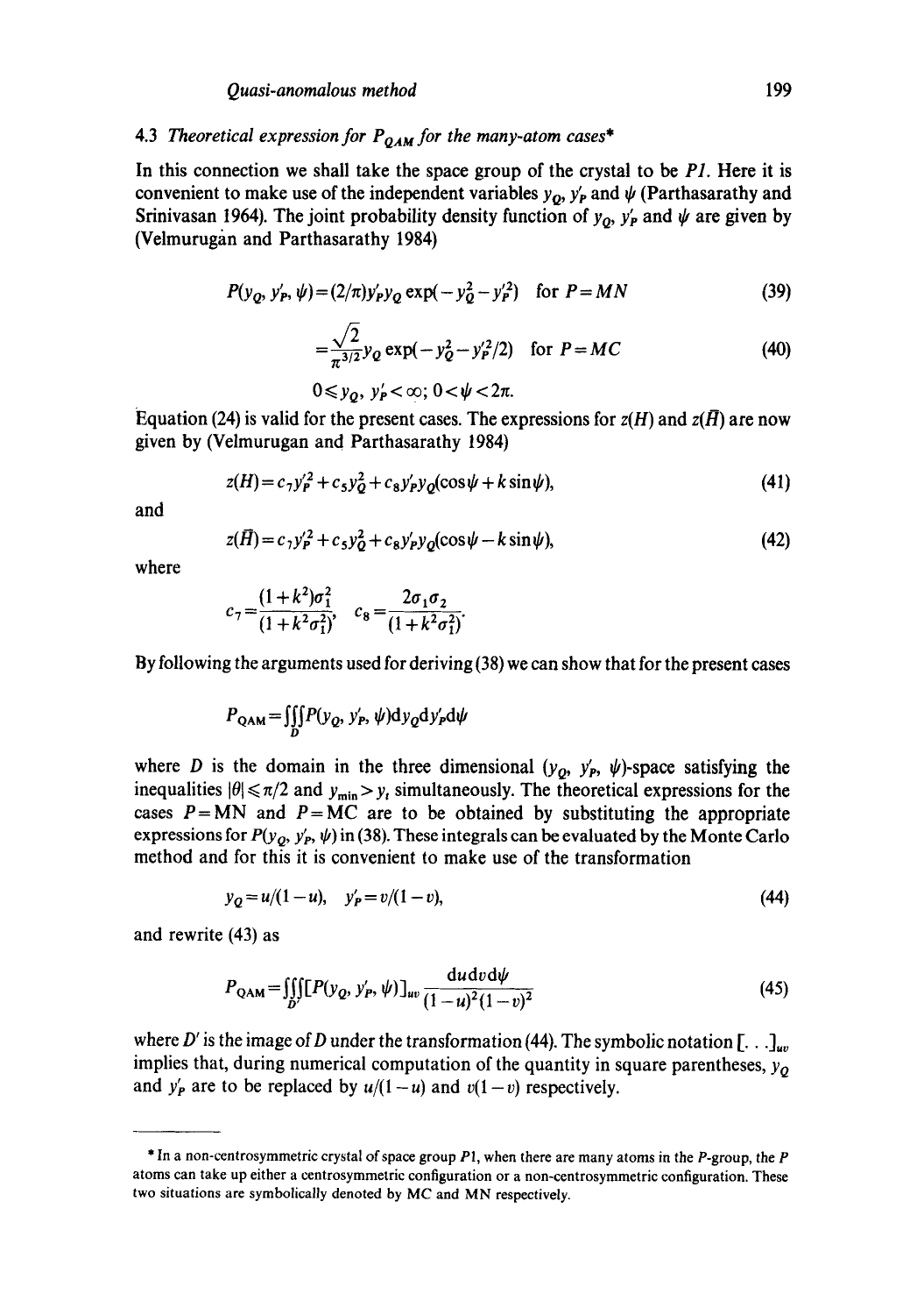### 4.3 *Theoretical expression for $P_{QAM}$ for the many-atom cases*\*

In this connection we shall take the space group of the crystal to be *P1*. Here it is convenient to make use of the independent variables $y_Q$, $y'_P$ and $\psi$ (Parthasarathy and Srinivasan 1964). The joint probability density function of $y_Q$, $y'_P$ and $\psi$ are given by (Velmurugan and Parthasarathy 1984)

$$P(y_Q, y'_P, \psi) = (2/\pi) y'_P y_Q \exp(-y_Q^2 - y_P'^2) \quad \text{for } P = MN \tag{39}$$

$$= \frac{\sqrt{2}}{\pi^{3/2}} y_Q \exp(-y_Q^2 - y_P'^2/2) \quad \text{for } P = MC \tag{40}$$

$$0 \leqslant y_Q,\ y'_P < \infty;\ 0 < \psi < 2\pi.$$

Equation (24) is valid for the present cases. The expressions for $z(H)$ and $z(\bar{H})$ are now given by (Velmurugan and Parthasarathy 1984)

$$z(H) = c_7 y_P'^2 + c_5 y_Q^2 + c_8 y'_P y_Q (\cos\psi + k \sin\psi), \tag{41}$$

and

$$z(\bar{H}) = c_7 y_P'^2 + c_5 y_Q^2 + c_8 y'_P y_Q (\cos\psi - k \sin\psi), \tag{42}$$

where

$$c_7 = \frac{(1+k^2)\sigma_1^2}{(1+k^2\sigma_1^2)}, \quad c_8 = \frac{2\sigma_1\sigma_2}{(1+k^2\sigma_1^2)}.$$

By following the arguments used for deriving (38) we can show that for the present cases

$$P_{QAM} = \iiint_D P(y_Q, y'_P, \psi) \mathrm{d}y_Q \mathrm{d}y'_P \mathrm{d}\psi$$

where $D$ is the domain in the three dimensional ($y_Q$, $y'_P$, $\psi$)-space satisfying the inequalities $|\theta| \leqslant \pi/2$ and $y_{min} > y_t$ simultaneously. The theoretical expressions for the cases $P = \mathrm{MN}$ and $P = \mathrm{MC}$ are to be obtained by substituting the appropriate expressions for $P(y_Q, y'_P, \psi)$ in (38). These integrals can be evaluated by the Monte Carlo method and for this it is convenient to make use of the transformation

$$y_Q = u/(1-u), \quad y'_P = v/(1-v), \tag{44}$$

and rewrite (43) as

$$P_{QAM} = \iiint_{D'} [P(y_Q, y'_P, \psi)]_{uv} \frac{\mathrm{d}u \mathrm{d}v \mathrm{d}\psi}{(1-u)^2(1-v)^2} \tag{45}$$

where $D'$ is the image of $D$ under the transformation (44). The symbolic notation $[\ldots]_{uv}$ implies that, during numerical computation of the quantity in square parentheses, $y_Q$ and $y'_P$ are to be replaced by $u/(1-u)$ and $v(1-v)$ respectively.

---

\* In a non-centrosymmetric crystal of space group P1, when there are many atoms in the *P*-group, the *P* atoms can take up either a centrosymmetric configuration or a non-centrosymmetric configuration. These two situations are symbolically denoted by MC and MN respectively.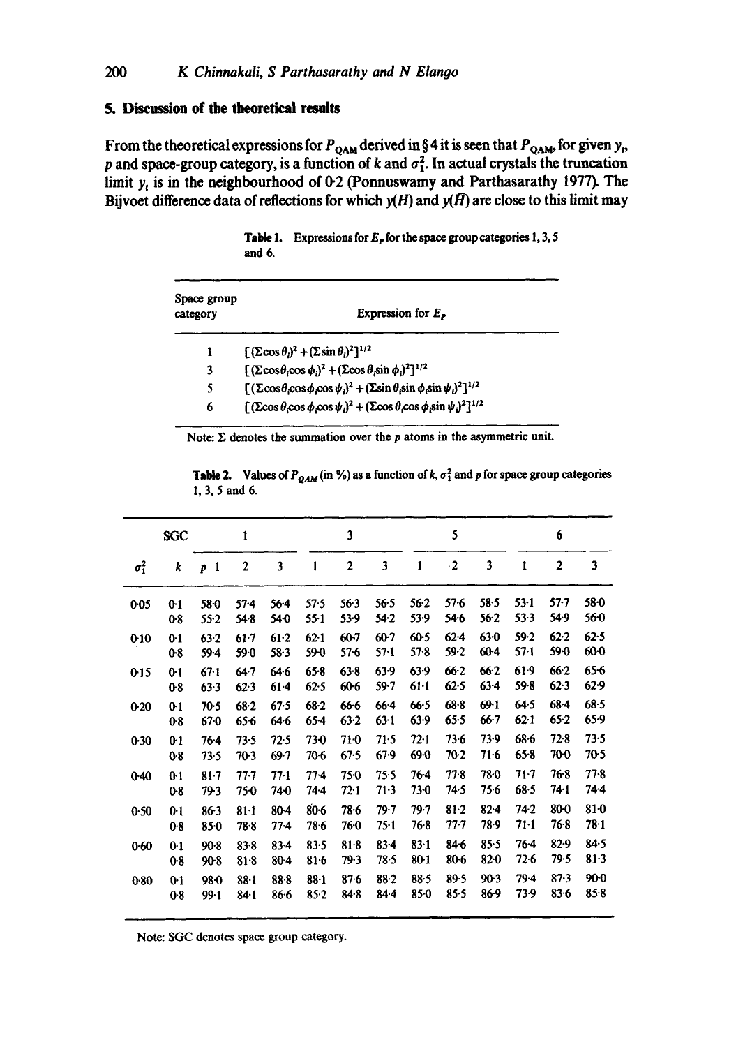## 5. Discussion of the theoretical results

From the theoretical expressions for $P_{QAM}$ derived in § 4 it is seen that $P_{QAM}$, for given $y_t$, $p$ and space-group category, is a function of $k$ and $\sigma_1^2$. In actual crystals the truncation limit $y_t$ is in the neighbourhood of 0·2 (Ponnuswamy and Parthasarathy 1977). The Bijvoet difference data of reflections for which $y(H)$ and $y(\bar{H})$ are close to this limit may

**Table 1.** Expressions for $E_p$ for the space group categories 1, 3, 5 and 6.

| Space group category | Expression for $E_p$ |
|---|---|
| 1 | $[(\Sigma \cos \theta_i)^2 + (\Sigma \sin \theta_i)^2]^{1/2}$ |
| 3 | $[(\Sigma \cos\theta_i \cos \phi_i)^2 + (\Sigma \cos \theta_i \sin \phi_i)^2]^{1/2}$ |
| 5 | $[(\Sigma \cos\theta_i \cos\phi_i \cos \psi_i)^2 + (\Sigma \sin \theta_i \sin \phi_i \sin \psi_i)^2]^{1/2}$ |
| 6 | $[(\Sigma \cos \theta_i \cos \phi_i \cos \psi_i)^2 + (\Sigma \cos \theta_i \cos \phi_i \sin \psi_i)^2]^{1/2}$ |

Note: $\Sigma$ denotes the summation over the $p$ atoms in the asymmetric unit.

**Table 2.** Values of $P_{QAM}$ (in %) as a function of $k$, $\sigma_1^2$ and $p$ for space group categories 1, 3, 5 and 6.

| | SGC | 1 | | | 3 | | | 5 | | | 6 | | |
|---|---|---|---|---|---|---|---|---|---|---|---|---|---|
| $\sigma_1^2$ | $k$ | $p$ 1 | 2 | 3 | 1 | 2 | 3 | 1 | 2 | 3 | 1 | 2 | 3 |
| 0·05 | 0·1 | 58·0 | 57·4 | 56·4 | 57·5 | 56·3 | 56·5 | 56·2 | 57·6 | 58·5 | 53·1 | 57·7 | 58·0 |
| | 0·8 | 55·2 | 54·8 | 54·0 | 55·1 | 53·9 | 54·2 | 53·9 | 54·6 | 56·2 | 53·3 | 54·9 | 56·0 |
| 0·10 | 0·1 | 63·2 | 61·7 | 61·2 | 62·1 | 60·7 | 60·7 | 60·5 | 62·4 | 63·0 | 59·2 | 62·2 | 62·5 |
| | 0·8 | 59·4 | 59·0 | 58·3 | 59·0 | 57·6 | 57·1 | 57·8 | 59·2 | 60·4 | 57·1 | 59·0 | 60·0 |
| 0·15 | 0·1 | 67·1 | 64·7 | 64·6 | 65·8 | 63·8 | 63·9 | 63·9 | 66·2 | 66·2 | 61·9 | 66·2 | 65·6 |
| | 0·8 | 63·3 | 62·3 | 61·4 | 62·5 | 60·6 | 59·7 | 61·1 | 62·5 | 63·4 | 59·8 | 62·3 | 62·9 |
| 0·20 | 0·1 | 70·5 | 68·2 | 67·5 | 68·2 | 66·6 | 66·4 | 66·5 | 68·8 | 69·1 | 64·5 | 68·4 | 68·5 |
| | 0·8 | 67·0 | 65·6 | 64·6 | 65·4 | 63·2 | 63·1 | 63·9 | 65·5 | 66·7 | 62·1 | 65·2 | 65·9 |
| 0·30 | 0·1 | 76·4 | 73·5 | 72·5 | 73·0 | 71·0 | 71·5 | 72·1 | 73·6 | 73·9 | 68·6 | 72·8 | 73·5 |
| | 0·8 | 73·5 | 70·3 | 69·7 | 70·6 | 67·5 | 67·9 | 69·0 | 70·2 | 71·6 | 65·8 | 70·0 | 70·5 |
| 0·40 | 0·1 | 81·7 | 77·7 | 77·1 | 77·4 | 75·0 | 75·5 | 76·4 | 77·8 | 78·0 | 71·7 | 76·8 | 77·8 |
| | 0·8 | 79·3 | 75·0 | 74·0 | 74·4 | 72·1 | 71·3 | 73·0 | 74·5 | 75·6 | 68·5 | 74·1 | 74·4 |
| 0·50 | 0·1 | 86·3 | 81·1 | 80·4 | 80·6 | 78·6 | 79·7 | 79·7 | 81·2 | 82·4 | 74·2 | 80·0 | 81·0 |
| | 0·8 | 85·0 | 78·8 | 77·4 | 78·6 | 76·0 | 75·1 | 76·8 | 77·7 | 78·9 | 71·1 | 76·8 | 78·1 |
| 0·60 | 0·1 | 90·8 | 83·8 | 83·4 | 83·5 | 81·8 | 83·4 | 83·1 | 84·6 | 85·5 | 76·4 | 82·9 | 84·5 |
| | 0·8 | 90·8 | 81·8 | 80·4 | 81·6 | 79·3 | 78·5 | 80·1 | 80·6 | 82·0 | 72·6 | 79·5 | 81·3 |
| 0·80 | 0·1 | 98·0 | 88·1 | 88·8 | 88·1 | 87·6 | 88·2 | 88·5 | 89·5 | 90·3 | 79·4 | 87·3 | 90·0 |
| | 0·8 | 99·1 | 84·1 | 86·6 | 85·2 | 84·8 | 84·4 | 85·0 | 85·5 | 86·9 | 73·9 | 83·6 | 85·8 |

Note: SGC denotes space group category.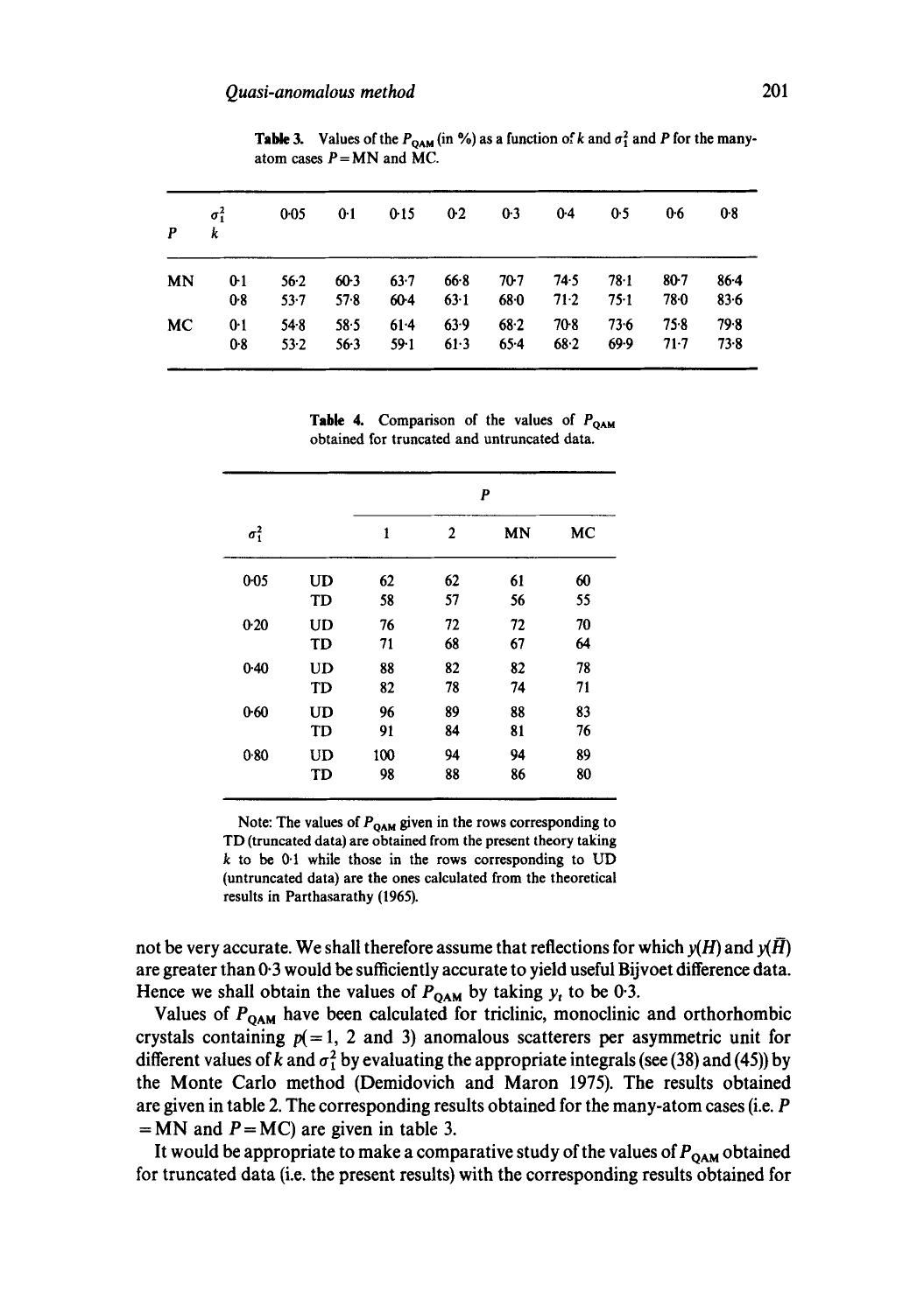**Table 3.** Values of the $P_{QAM}$ (in %) as a function of $k$ and $\sigma_1^2$ and $P$ for the many-atom cases $P = $ MN and MC.

| $P$ | $\sigma_1^2$ / $k$ | 0·05 | 0·1 | 0·15 | 0·2 | 0·3 | 0·4 | 0·5 | 0·6 | 0·8 |
|---|---|---|---|---|---|---|---|---|---|---|
| MN | 0·1 | 56·2 | 60·3 | 63·7 | 66·8 | 70·7 | 74·5 | 78·1 | 80·7 | 86·4 |
| | 0·8 | 53·7 | 57·8 | 60·4 | 63·1 | 68·0 | 71·2 | 75·1 | 78·0 | 83·6 |
| MC | 0·1 | 54·8 | 58·5 | 61·4 | 63·9 | 68·2 | 70·8 | 73·6 | 75·8 | 79·8 |
| | 0·8 | 53·2 | 56·3 | 59·1 | 61·3 | 65·4 | 68·2 | 69·9 | 71·7 | 73·8 |

**Table 4.** Comparison of the values of $P_{QAM}$ obtained for truncated and untruncated data.

| $\sigma_1^2$ | | $P$: 1 | 2 | MN | MC |
|---|---|---|---|---|---|
| 0·05 | UD | 62 | 62 | 61 | 60 |
| | TD | 58 | 57 | 56 | 55 |
| 0·20 | UD | 76 | 72 | 72 | 70 |
| | TD | 71 | 68 | 67 | 64 |
| 0·40 | UD | 88 | 82 | 82 | 78 |
| | TD | 82 | 78 | 74 | 71 |
| 0·60 | UD | 96 | 89 | 88 | 83 |
| | TD | 91 | 84 | 81 | 76 |
| 0·80 | UD | 100 | 94 | 94 | 89 |
| | TD | 98 | 88 | 86 | 80 |

Note: The values of $P_{QAM}$ given in the rows corresponding to TD (truncated data) are obtained from the present theory taking $k$ to be 0·1 while those in the rows corresponding to UD (untruncated data) are the ones calculated from the theoretical results in Parthasarathy (1965).

not be very accurate. We shall therefore assume that reflections for which $y(H)$ and $y(\bar{H})$ are greater than 0·3 would be sufficiently accurate to yield useful Bijvoet difference data. Hence we shall obtain the values of $P_{QAM}$ by taking $y_t$ to be 0·3.

Values of $P_{QAM}$ have been calculated for triclinic, monoclinic and orthorhombic crystals containing $p(=1$, 2 and 3) anomalous scatterers per asymmetric unit for different values of $k$ and $\sigma_1^2$ by evaluating the appropriate integrals (see (38) and (45)) by the Monte Carlo method (Demidovich and Maron 1975). The results obtained are given in table 2. The corresponding results obtained for the many-atom cases (i.e. $P$ = MN and $P$ = MC) are given in table 3.

It would be appropriate to make a comparative study of the values of $P_{QAM}$ obtained for truncated data (i.e. the present results) with the corresponding results obtained for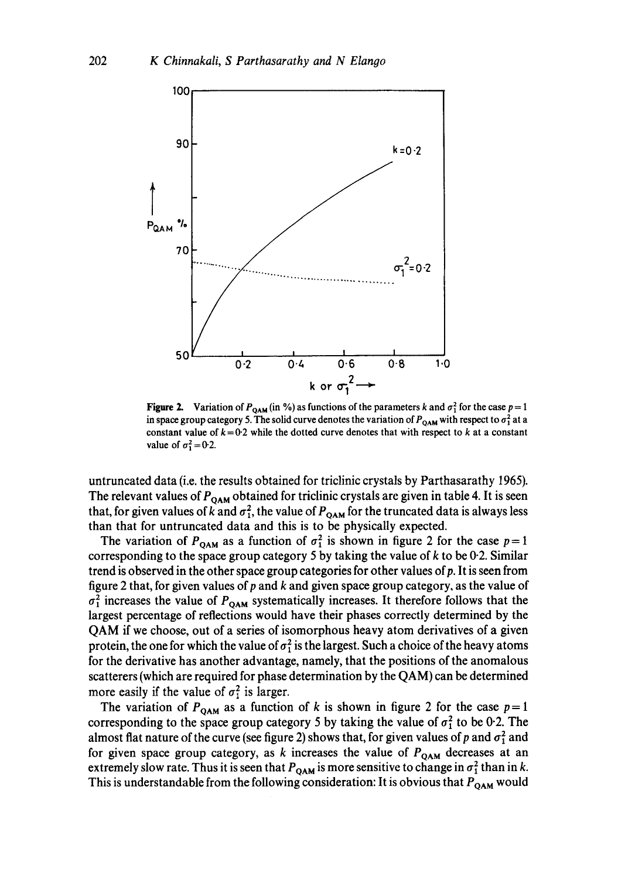**Figure 2.** Variation of $P_{QAM}$ (in %) as functions of the parameters $k$ and $\sigma_1^2$ for the case $p=1$ in space group category 5. The solid curve denotes the variation of $P_{QAM}$ with respect to $\sigma_1^2$ at a constant value of $k=0{\cdot}2$ while the dotted curve denotes that with respect to $k$ at a constant value of $\sigma_1^2=0{\cdot}2$.

untruncated data (i.e. the results obtained for triclinic crystals by Parthasarathy 1965). The relevant values of $P_{QAM}$ obtained for triclinic crystals are given in table 4. It is seen that, for given values of $k$ and $\sigma_1^2$, the value of $P_{QAM}$ for the truncated data is always less than that for untruncated data and this is to be physically expected.

The variation of $P_{QAM}$ as a function of $\sigma_1^2$ is shown in figure 2 for the case $p=1$ corresponding to the space group category 5 by taking the value of $k$ to be 0·2. Similar trend is observed in the other space group categories for other values of $p$. It is seen from figure 2 that, for given values of $p$ and $k$ and given space group category, as the value of $\sigma_1^2$ increases the value of $P_{QAM}$ systematically increases. It therefore follows that the largest percentage of reflections would have their phases correctly determined by the QAM if we choose, out of a series of isomorphous heavy atom derivatives of a given protein, the one for which the value of $\sigma_1^2$ is the largest. Such a choice of the heavy atoms for the derivative has another advantage, namely, that the positions of the anomalous scatterers (which are required for phase determination by the QAM) can be determined more easily if the value of $\sigma_1^2$ is larger.

The variation of $P_{QAM}$ as a function of $k$ is shown in figure 2 for the case $p=1$ corresponding to the space group category 5 by taking the value of $\sigma_1^2$ to be 0·2. The almost flat nature of the curve (see figure 2) shows that, for given values of $p$ and $\sigma_1^2$ and for given space group category, as $k$ increases the value of $P_{QAM}$ decreases at an extremely slow rate. Thus it is seen that $P_{QAM}$ is more sensitive to change in $\sigma_1^2$ than in $k$. This is understandable from the following consideration: It is obvious that $P_{QAM}$ would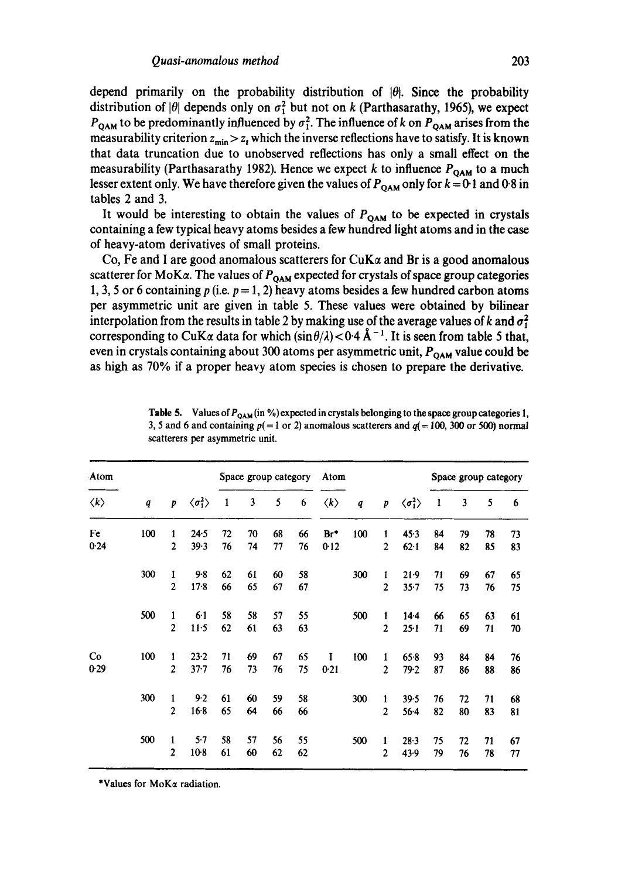depend primarily on the probability distribution of $|\theta|$. Since the probability distribution of $|\theta|$ depends only on $\sigma_1^2$ but not on $k$ (Parthasarathy, 1965), we expect $P_{QAM}$ to be predominantly influenced by $\sigma_1^2$. The influence of $k$ on $P_{QAM}$ arises from the measurability criterion $z_{min} > z_t$ which the inverse reflections have to satisfy. It is known that data truncation due to unobserved reflections has only a small effect on the measurability (Parthasarathy 1982). Hence we expect $k$ to influence $P_{QAM}$ to a much lesser extent only. We have therefore given the values of $P_{QAM}$ only for $k = 0.1$ and $0.8$ in tables 2 and 3.

It would be interesting to obtain the values of $P_{QAM}$ to be expected in crystals containing a few typical heavy atoms besides a few hundred light atoms and in the case of heavy-atom derivatives of small proteins.

Co, Fe and I are good anomalous scatterers for CuK$\alpha$ and Br is a good anomalous scatterer for MoK$\alpha$. The values of $P_{QAM}$ expected for crystals of space group categories 1, 3, 5 or 6 containing $p$ (i.e. $p = 1, 2$) heavy atoms besides a few hundred carbon atoms per asymmetric unit are given in table 5. These values were obtained by bilinear interpolation from the results in table 2 by making use of the average values of $k$ and $\sigma_1^2$ corresponding to CuK$\alpha$ data for which $(\sin\theta/\lambda) < 0.4$ Å$^{-1}$. It is seen from table 5 that, even in crystals containing about 300 atoms per asymmetric unit, $P_{QAM}$ value could be as high as 70% if a proper heavy atom species is chosen to prepare the derivative.

**Table 5.** Values of $P_{QAM}$ (in %) expected in crystals belonging to the space group categories 1, 3, 5 and 6 and containing $p(=1$ or $2)$ anomalous scatterers and $q(=100, 300$ or $500)$ normal scatterers per asymmetric unit.

| Atom | | | | Space group category | | | | Atom | | | | Space group category | | | |
|---|---|---|---|---|---|---|---|---|---|---|---|---|---|---|---|
| $\langle k\rangle$ | $q$ | $p$ | $\langle\sigma_1^2\rangle$ | 1 | 3 | 5 | 6 | $\langle k\rangle$ | $q$ | $p$ | $\langle\sigma_1^2\rangle$ | 1 | 3 | 5 | 6 |
| Fe | 100 | 1 | 24·5 | 72 | 70 | 68 | 66 | Br* | 100 | 1 | 45·3 | 84 | 79 | 78 | 73 |
| 0·24 | | 2 | 39·3 | 76 | 74 | 77 | 76 | 0·12 | | 2 | 62·1 | 84 | 82 | 85 | 83 |
| | 300 | 1 | 9·8 | 62 | 61 | 60 | 58 | | 300 | 1 | 21·9 | 71 | 69 | 67 | 65 |
| | | 2 | 17·8 | 66 | 65 | 67 | 67 | | | 2 | 35·7 | 75 | 73 | 76 | 75 |
| | 500 | 1 | 6·1 | 58 | 58 | 57 | 55 | | 500 | 1 | 14·4 | 66 | 65 | 63 | 61 |
| | | 2 | 11·5 | 62 | 61 | 63 | 63 | | | 2 | 25·1 | 71 | 69 | 71 | 70 |
| Co | 100 | 1 | 23·2 | 71 | 69 | 67 | 65 | I | 100 | 1 | 65·8 | 93 | 84 | 84 | 76 |
| 0·29 | | 2 | 37·7 | 76 | 73 | 76 | 75 | 0·21 | | 2 | 79·2 | 87 | 86 | 88 | 86 |
| | 300 | 1 | 9·2 | 61 | 60 | 59 | 58 | | 300 | 1 | 39·5 | 76 | 72 | 71 | 68 |
| | | 2 | 16·8 | 65 | 64 | 66 | 66 | | | 2 | 56·4 | 82 | 80 | 83 | 81 |
| | 500 | 1 | 5·7 | 58 | 57 | 56 | 55 | | 500 | 1 | 28·3 | 75 | 72 | 71 | 67 |
| | | 2 | 10·8 | 61 | 60 | 62 | 62 | | | 2 | 43·9 | 79 | 76 | 78 | 77 |

*Values for MoK$\alpha$ radiation.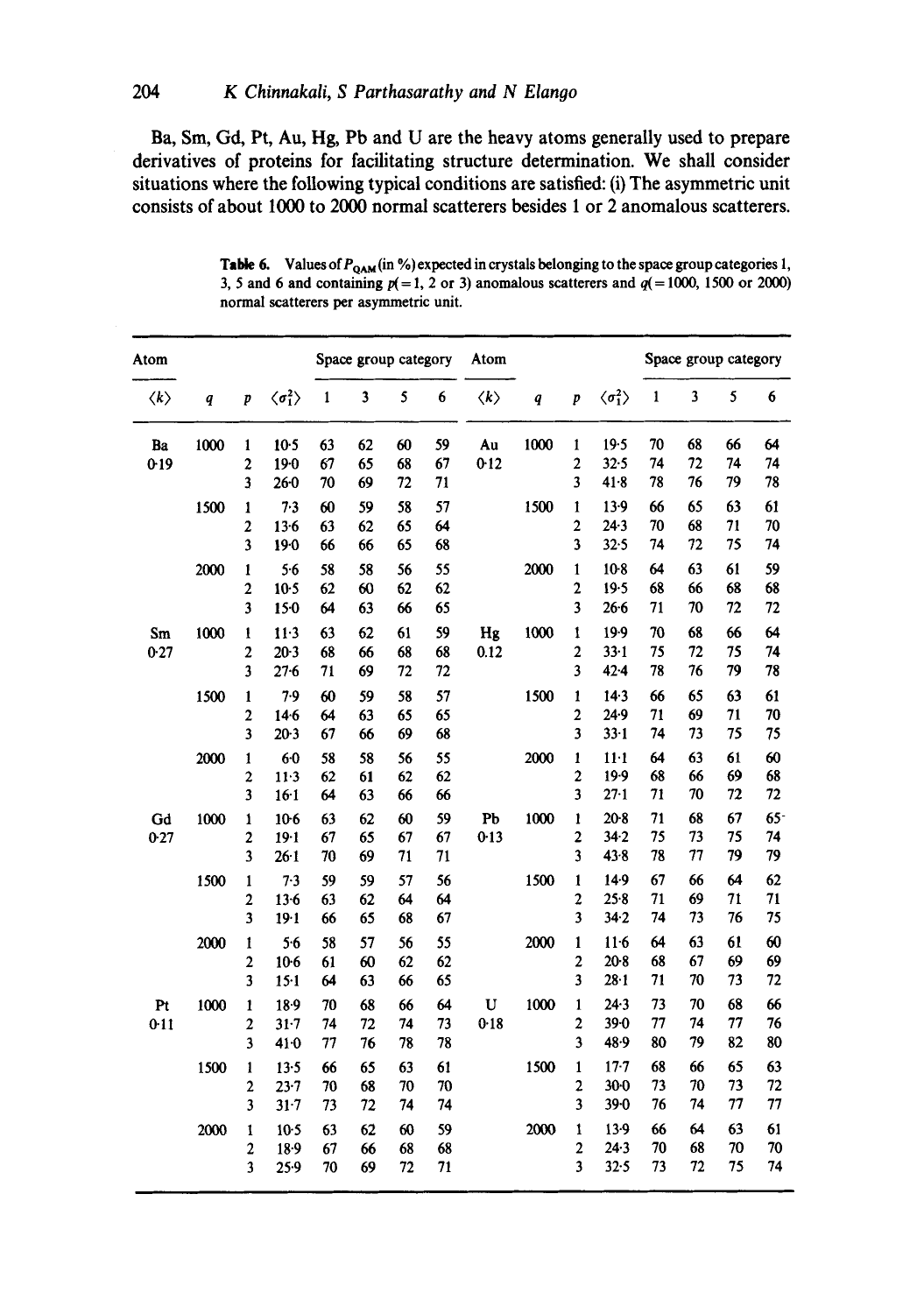Ba, Sm, Gd, Pt, Au, Hg, Pb and U are the heavy atoms generally used to prepare derivatives of proteins for facilitating structure determination. We shall consider situations where the following typical conditions are satisfied: (i) The asymmetric unit consists of about 1000 to 2000 normal scatterers besides 1 or 2 anomalous scatterers.

**Table 6.** Values of $P_{QAM}$ (in %) expected in crystals belonging to the space group categories 1, 3, 5 and 6 and containing $p(=1, 2$ or $3)$ anomalous scatterers and $q(=1000, 1500$ or $2000)$ normal scatterers per asymmetric unit.

| Atom | | | | Space group category | | | | Atom | | | | Space group category | | | |
|---|---|---|---|---|---|---|---|---|---|---|---|---|---|---|---|
| $\langle k \rangle$ | $q$ | $p$ | $\langle \sigma_1^2 \rangle$ | 1 | 3 | 5 | 6 | $\langle k \rangle$ | $q$ | $p$ | $\langle \sigma_1^2 \rangle$ | 1 | 3 | 5 | 6 |
| Ba | 1000 | 1 | 10·5 | 63 | 62 | 60 | 59 | Au | 1000 | 1 | 19·5 | 70 | 68 | 66 | 64 |
| 0·19 | | 2 | 19·0 | 67 | 65 | 68 | 67 | 0·12 | | 2 | 32·5 | 74 | 72 | 74 | 74 |
| | | 3 | 26·0 | 70 | 69 | 72 | 71 | | | 3 | 41·8 | 78 | 76 | 79 | 78 |
| | 1500 | 1 | 7·3 | 60 | 59 | 58 | 57 | | 1500 | 1 | 13·9 | 66 | 65 | 63 | 61 |
| | | 2 | 13·6 | 63 | 62 | 65 | 64 | | | 2 | 24·3 | 70 | 68 | 71 | 70 |
| | | 3 | 19·0 | 66 | 66 | 65 | 68 | | | 3 | 32·5 | 74 | 72 | 75 | 74 |
| | 2000 | 1 | 5·6 | 58 | 58 | 56 | 55 | | 2000 | 1 | 10·8 | 64 | 63 | 61 | 59 |
| | | 2 | 10·5 | 62 | 60 | 62 | 62 | | | 2 | 19·5 | 68 | 66 | 68 | 68 |
| | | 3 | 15·0 | 64 | 63 | 66 | 65 | | | 3 | 26·6 | 71 | 70 | 72 | 72 |
| Sm | 1000 | 1 | 11·3 | 63 | 62 | 61 | 59 | Hg | 1000 | 1 | 19·9 | 70 | 68 | 66 | 64 |
| 0·27 | | 2 | 20·3 | 68 | 66 | 68 | 68 | 0.12 | | 2 | 33·1 | 75 | 72 | 75 | 74 |
| | | 3 | 27·6 | 71 | 69 | 72 | 72 | | | 3 | 42·4 | 78 | 76 | 79 | 78 |
| | 1500 | 1 | 7·9 | 60 | 59 | 58 | 57 | | 1500 | 1 | 14·3 | 66 | 65 | 63 | 61 |
| | | 2 | 14·6 | 64 | 63 | 65 | 65 | | | 2 | 24·9 | 71 | 69 | 71 | 70 |
| | | 3 | 20·3 | 67 | 66 | 69 | 68 | | | 3 | 33·1 | 74 | 73 | 75 | 75 |
| | 2000 | 1 | 6·0 | 58 | 58 | 56 | 55 | | 2000 | 1 | 11·1 | 64 | 63 | 61 | 60 |
| | | 2 | 11·3 | 62 | 61 | 62 | 62 | | | 2 | 19·9 | 68 | 66 | 69 | 68 |
| | | 3 | 16·1 | 64 | 63 | 66 | 66 | | | 3 | 27·1 | 71 | 70 | 72 | 72 |
| Gd | 1000 | 1 | 10·6 | 63 | 62 | 60 | 59 | Pb | 1000 | 1 | 20·8 | 71 | 68 | 67 | 65 |
| 0·27 | | 2 | 19·1 | 67 | 65 | 67 | 67 | 0·13 | | 2 | 34·2 | 75 | 73 | 75 | 74 |
| | | 3 | 26·1 | 70 | 69 | 71 | 71 | | | 3 | 43·8 | 78 | 77 | 79 | 79 |
| | 1500 | 1 | 7·3 | 59 | 59 | 57 | 56 | | 1500 | 1 | 14·9 | 67 | 66 | 64 | 62 |
| | | 2 | 13·6 | 63 | 62 | 64 | 64 | | | 2 | 25·8 | 71 | 69 | 71 | 71 |
| | | 3 | 19·1 | 66 | 65 | 68 | 67 | | | 3 | 34·2 | 74 | 73 | 76 | 75 |
| | 2000 | 1 | 5·6 | 58 | 57 | 56 | 55 | | 2000 | 1 | 11·6 | 64 | 63 | 61 | 60 |
| | | 2 | 10·6 | 61 | 60 | 62 | 62 | | | 2 | 20·8 | 68 | 67 | 69 | 69 |
| | | 3 | 15·1 | 64 | 63 | 66 | 65 | | | 3 | 28·1 | 71 | 70 | 73 | 72 |
| Pt | 1000 | 1 | 18·9 | 70 | 68 | 66 | 64 | U | 1000 | 1 | 24·3 | 73 | 70 | 68 | 66 |
| 0·11 | | 2 | 31·7 | 74 | 72 | 74 | 73 | 0·18 | | 2 | 39·0 | 77 | 74 | 77 | 76 |
| | | 3 | 41·0 | 77 | 76 | 78 | 78 | | | 3 | 48·9 | 80 | 79 | 82 | 80 |
| | 1500 | 1 | 13·5 | 66 | 65 | 63 | 61 | | 1500 | 1 | 17·7 | 68 | 66 | 65 | 63 |
| | | 2 | 23·7 | 70 | 68 | 70 | 70 | | | 2 | 30·0 | 73 | 70 | 73 | 72 |
| | | 3 | 31·7 | 73 | 72 | 74 | 74 | | | 3 | 39·0 | 76 | 74 | 77 | 77 |
| | 2000 | 1 | 10·5 | 63 | 62 | 60 | 59 | | 2000 | 1 | 13·9 | 66 | 64 | 63 | 61 |
| | | 2 | 18·9 | 67 | 66 | 68 | 68 | | | 2 | 24·3 | 70 | 68 | 70 | 70 |
| | | 3 | 25·9 | 70 | 69 | 72 | 71 | | | 3 | 32·5 | 73 | 72 | 75 | 74 |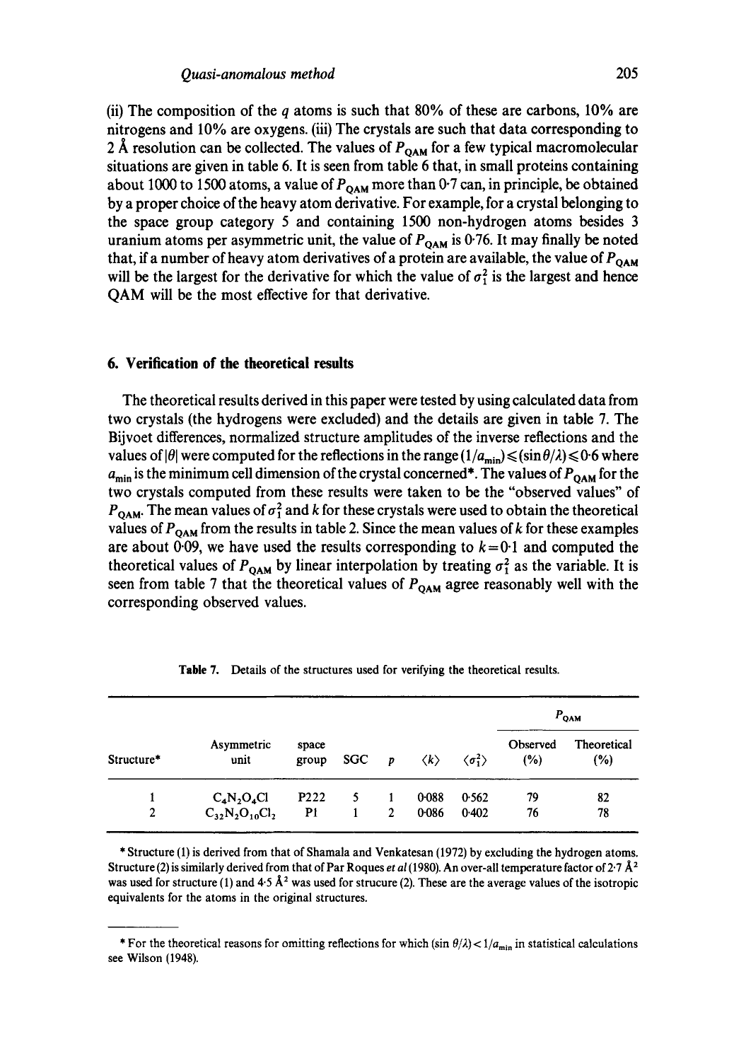(ii) The composition of the $q$ atoms is such that 80% of these are carbons, 10% are nitrogens and 10% are oxygens. (iii) The crystals are such that data corresponding to 2 Å resolution can be collected. The values of $P_{QAM}$ for a few typical macromolecular situations are given in table 6. It is seen from table 6 that, in small proteins containing about 1000 to 1500 atoms, a value of $P_{QAM}$ more than 0·7 can, in principle, be obtained by a proper choice of the heavy atom derivative. For example, for a crystal belonging to the space group category 5 and containing 1500 non-hydrogen atoms besides 3 uranium atoms per asymmetric unit, the value of $P_{QAM}$ is 0·76. It may finally be noted that, if a number of heavy atom derivatives of a protein are available, the value of $P_{QAM}$ will be the largest for the derivative for which the value of $\sigma_1^2$ is the largest and hence QAM will be the most effective for that derivative.

## 6. Verification of the theoretical results

The theoretical results derived in this paper were tested by using calculated data from two crystals (the hydrogens were excluded) and the details are given in table 7. The Bijvoet differences, normalized structure amplitudes of the inverse reflections and the values of $|\theta|$ were computed for the reflections in the range $(1/a_{min}) \leqslant (\sin\theta/\lambda) \leqslant 0{\cdot}6$ where $a_{min}$ is the minimum cell dimension of the crystal concerned*. The values of $P_{QAM}$ for the two crystals computed from these results were taken to be the "observed values" of $P_{QAM}$. The mean values of $\sigma_1^2$ and $k$ for these crystals were used to obtain the theoretical values of $P_{QAM}$ from the results in table 2. Since the mean values of $k$ for these examples are about 0·09, we have used the results corresponding to $k = 0{\cdot}1$ and computed the theoretical values of $P_{QAM}$ by linear interpolation by treating $\sigma_1^2$ as the variable. It is seen from table 7 that the theoretical values of $P_{QAM}$ agree reasonably well with the corresponding observed values.

**Table 7.** Details of the structures used for verifying the theoretical results.

| | | | | | | | $P_{QAM}$ | |
|---|---|---|---|---|---|---|---|---|
| Structure* | Asymmetric unit | space group | SGC | $p$ | $\langle k\rangle$ | $\langle\sigma_1^2\rangle$ | Observed (%) | Theoretical (%) |
| 1 | $C_4N_2O_4Cl$ | P222 | 5 | 1 | 0·088 | 0·562 | 79 | 82 |
| 2 | $C_{32}N_2O_{10}Cl_2$ | P1 | 1 | 2 | 0·086 | 0·402 | 76 | 78 |

* Structure (1) is derived from that of Shamala and Venkatesan (1972) by excluding the hydrogen atoms. Structure (2) is similarly derived from that of Par Roques *et al* (1980). An over-all temperature factor of 2·7 Å$^2$ was used for structure (1) and 4·5 Å$^2$ was used for strucure (2). These are the average values of the isotropic equivalents for the atoms in the original structures.

---

* For the theoretical reasons for omitting reflections for which $(\sin\theta/\lambda) < 1/a_{min}$ in statistical calculations see Wilson (1948).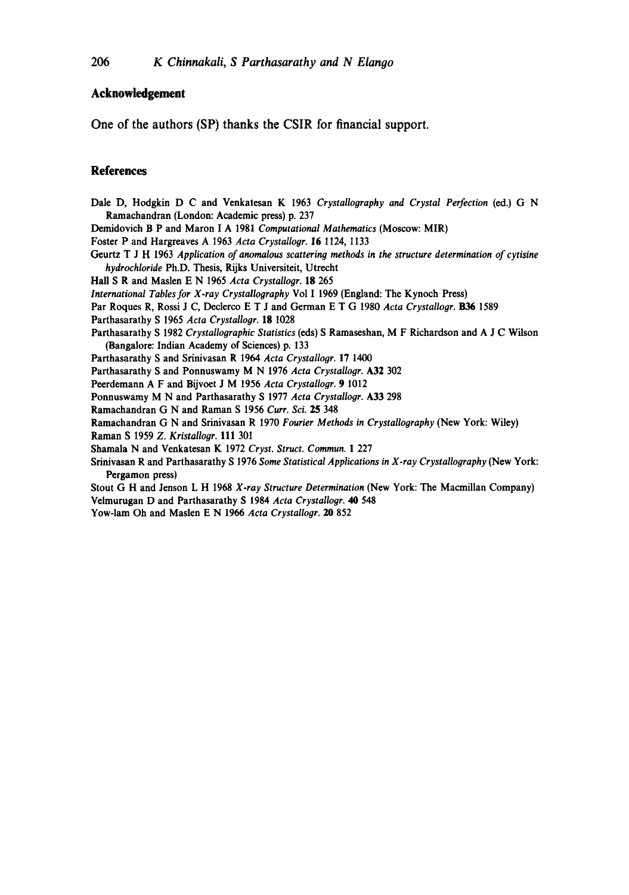## Acknowledgement

One of the authors (SP) thanks the CSIR for financial support.

## References

Dale D, Hodgkin D C and Venkatesan K 1963 *Crystallography and Crystal Perfection* (ed.) G N Ramachandran (London: Academic press) p. 237

Demidovich B P and Maron I A 1981 *Computational Mathematics* (Moscow: MIR)

Foster P and Hargreaves A 1963 *Acta Crystallogr.* **16** 1124, 1133

Geurtz T J H 1963 *Application of anomalous scattering methods in the structure determination of cytisine hydrochloride* Ph.D. Thesis, Rijks Universiteit, Utrecht

Hall S R and Maslen E N 1965 *Acta Crystallogr.* **18** 265

*International Tables for X-ray Crystallography* Vol I 1969 (England: The Kynoch Press)

Par Roques R, Rossi J C, Declerco E T J and German E T G 1980 *Acta Crystallogr.* **B36** 1589

Parthasarathy S 1965 *Acta Crystallogr.* **18** 1028

Parthasarathy S 1982 *Crystallographic Statistics* (eds) S Ramaseshan, M F Richardson and A J C Wilson (Bangalore: Indian Academy of Sciences) p. 133

Parthasarathy S and Srinivasan R 1964 *Acta Crystallogr.* **17** 1400

Parthasarathy S and Ponnuswamy M N 1976 *Acta Crystallogr.* **A32** 302

Peerdemann A F and Bijvoet J M 1956 *Acta Crystallogr.* **9** 1012

Ponnuswamy M N and Parthasarathy S 1977 *Acta Crystallogr.* **A33** 298

Ramachandran G N and Raman S 1956 *Curr. Sci.* **25** 348

Ramachandran G N and Srinivasan R 1970 *Fourier Methods in Crystallography* (New York: Wiley)

Raman S 1959 *Z. Kristallogr.* **111** 301

Shamala N and Venkatesan K 1972 *Cryst. Struct. Commun.* **1** 227

Srinivasan R and Parthasarathy S 1976 *Some Statistical Applications in X-ray Crystallography* (New York: Pergamon press)

Stout G H and Jenson L H 1968 *X-ray Structure Determination* (New York: The Macmillan Company)

Velmurugan D and Parthasarathy S 1984 *Acta Crystallogr.* **40** 548

Yow-lam Oh and Maslen E N 1966 *Acta Crystallogr.* **20** 852